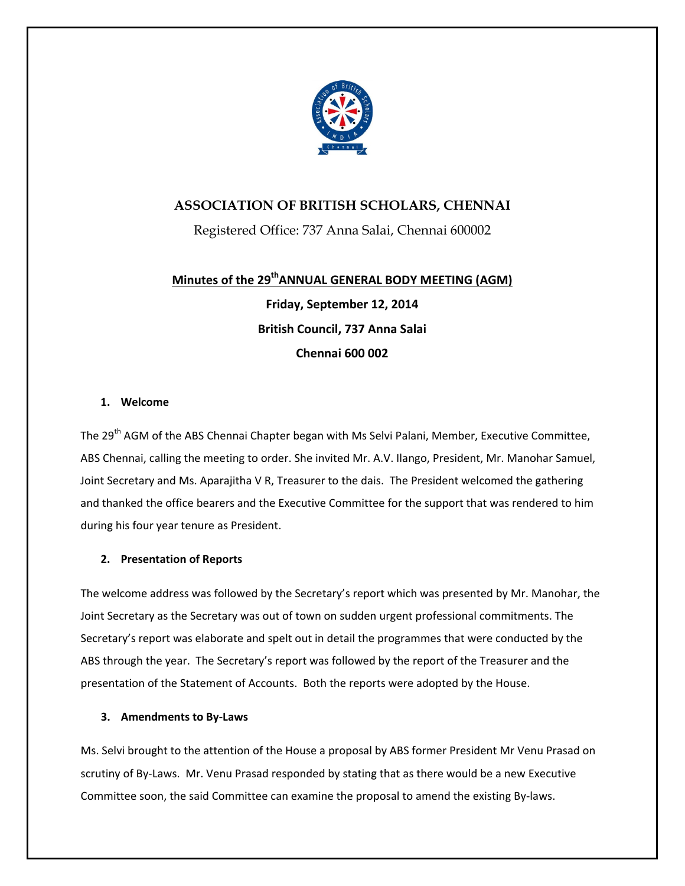# ASSOCIATION OF BRITISH SCHOLARS, CHENNAI

Registered Office: 737 Anna Salai, Chennai 600002

## Minutes of the 29th ANNUAL GENERAL BODY MEETING (AGM)

**Friday, September 12, 2014**

**British Council, 737 Anna Salai**

**Chennai 600 002**

### 1. Welcome

The 29th AGM of the ABS Chennai Chapter began with Ms Selvi Palani, Member, Executive Committee, ABS Chennai, calling the meeting to order. She invited Mr. A.V. Ilango, President, Mr. Manohar Samuel, Joint Secretary and Ms. Aparajitha V R, Treasurer to the dais. The President welcomed the gathering and thanked the office bearers and the Executive Committee for the support that was rendered to him during his four year tenure as President.

### 2. Presentation of Reports

The welcome address was followed by the Secretary's report which was presented by Mr. Manohar, the Joint Secretary as the Secretary was out of town on sudden urgent professional commitments. The Secretary's report was elaborate and spelt out in detail the programmes that were conducted by the ABS through the year. The Secretary's report was followed by the report of the Treasurer and the presentation of the Statement of Accounts. Both the reports were adopted by the House.

### 3. Amendments to By-Laws

Ms. Selvi brought to the attention of the House a proposal by ABS former President Mr Venu Prasad on scrutiny of By-Laws. Mr. Venu Prasad responded by stating that as there would be a new Executive Committee soon, the said Committee can examine the proposal to amend the existing By-laws.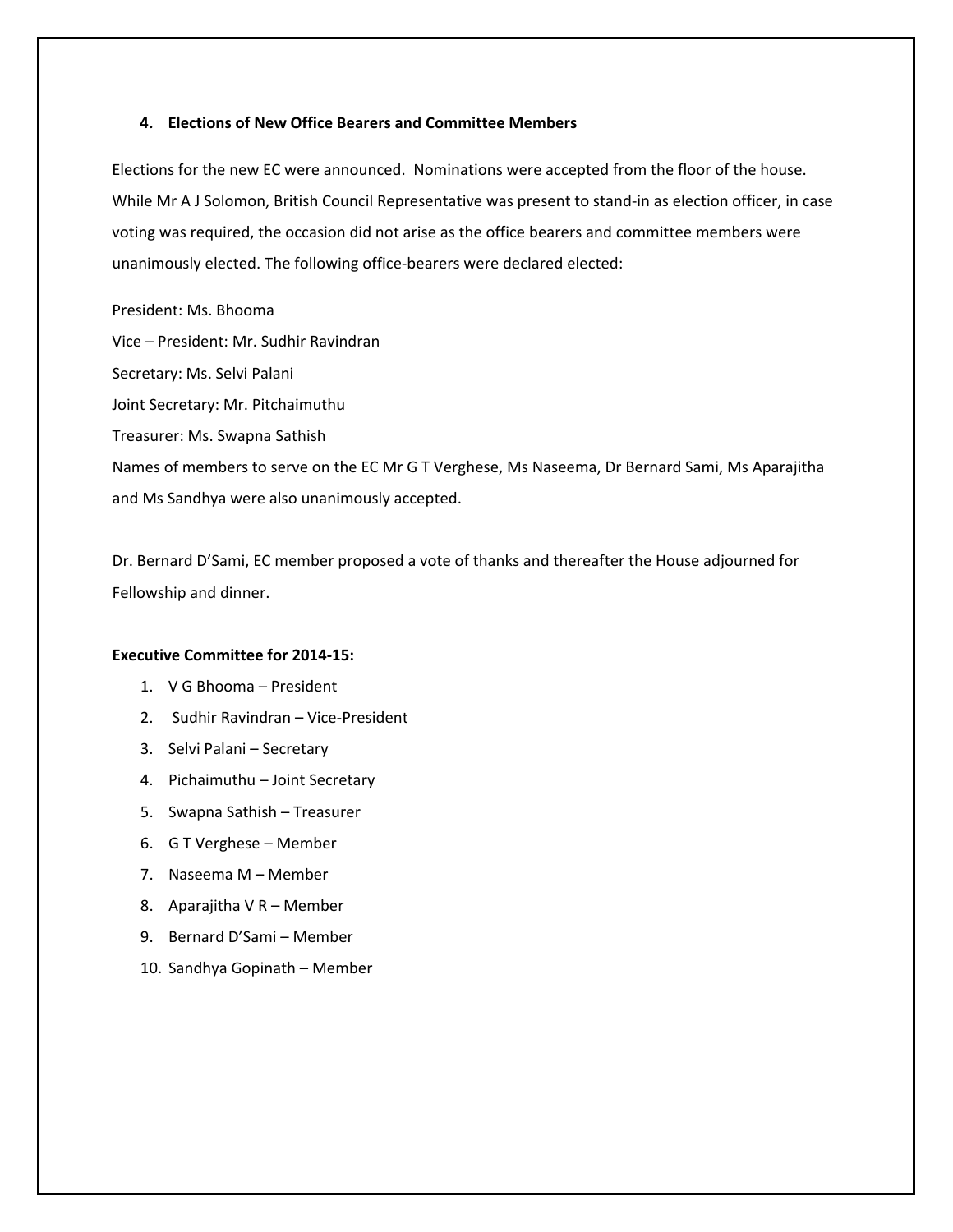### 4. Elections of New Office Bearers and Committee Members

Elections for the new EC were announced. Nominations were accepted from the floor of the house. While Mr A J Solomon, British Council Representative was present to stand-in as election officer, in case voting was required, the occasion did not arise as the office bearers and committee members were unanimously elected. The following office-bearers were declared elected:

President: Ms. Bhooma
Vice – President: Mr. Sudhir Ravindran
Secretary: Ms. Selvi Palani
Joint Secretary: Mr. Pitchaimuthu
Treasurer: Ms. Swapna Sathish
Names of members to serve on the EC Mr G T Verghese, Ms Naseema, Dr Bernard Sami, Ms Aparajitha and Ms Sandhya were also unanimously accepted.

Dr. Bernard D'Sami, EC member proposed a vote of thanks and thereafter the House adjourned for Fellowship and dinner.

**Executive Committee for 2014-15:**

1. V G Bhooma – President
2. Sudhir Ravindran – Vice-President
3. Selvi Palani – Secretary
4. Pichaimuthu – Joint Secretary
5. Swapna Sathish – Treasurer
6. G T Verghese – Member
7. Naseema M – Member
8. Aparajitha V R – Member
9. Bernard D'Sami – Member
10. Sandhya Gopinath – Member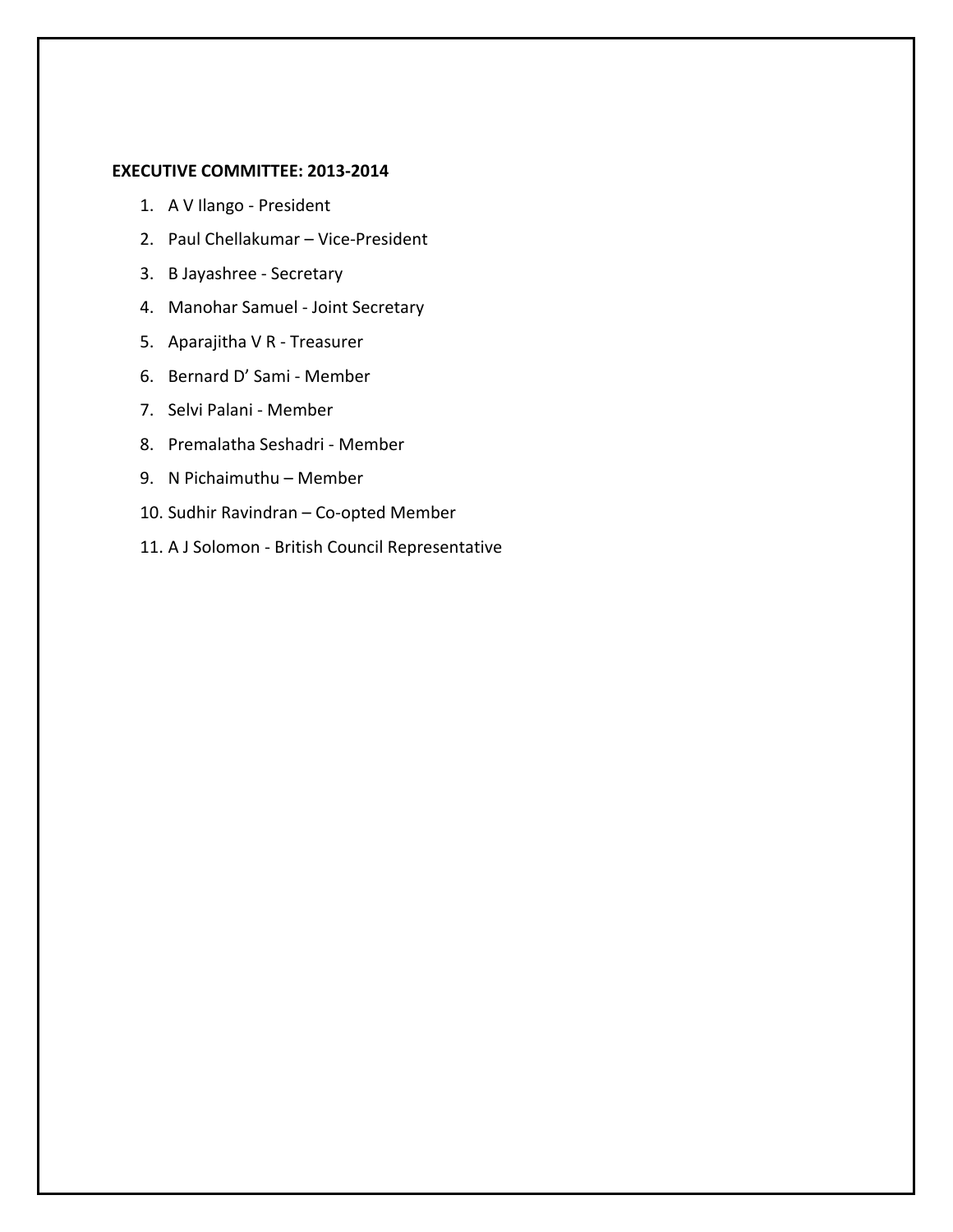**EXECUTIVE COMMITTEE: 2013-2014**

1. A V Ilango - President
2. Paul Chellakumar – Vice-President
3. B Jayashree - Secretary
4. Manohar Samuel - Joint Secretary
5. Aparajitha V R - Treasurer
6. Bernard D' Sami - Member
7. Selvi Palani - Member
8. Premalatha Seshadri - Member
9. N Pichaimuthu – Member
10. Sudhir Ravindran – Co-opted Member
11. A J Solomon - British Council Representative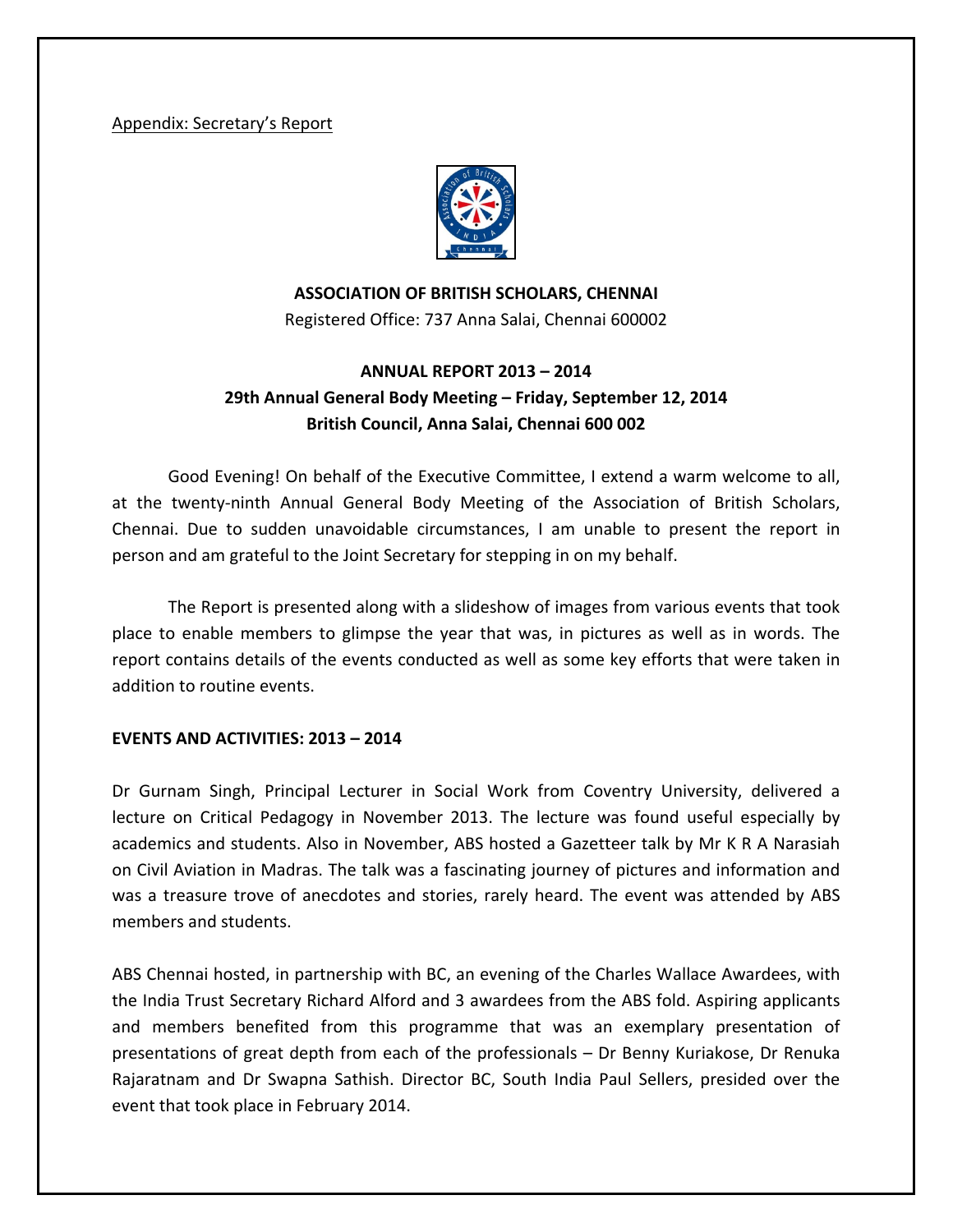Appendix: Secretary's Report

**ASSOCIATION OF BRITISH SCHOLARS, CHENNAI**
Registered Office: 737 Anna Salai, Chennai 600002

**ANNUAL REPORT 2013 – 2014**
**29th Annual General Body Meeting – Friday, September 12, 2014**
**British Council, Anna Salai, Chennai 600 002**

Good Evening! On behalf of the Executive Committee, I extend a warm welcome to all, at the twenty-ninth Annual General Body Meeting of the Association of British Scholars, Chennai. Due to sudden unavoidable circumstances, I am unable to present the report in person and am grateful to the Joint Secretary for stepping in on my behalf.

The Report is presented along with a slideshow of images from various events that took place to enable members to glimpse the year that was, in pictures as well as in words. The report contains details of the events conducted as well as some key efforts that were taken in addition to routine events.

**EVENTS AND ACTIVITIES: 2013 – 2014**

Dr Gurnam Singh, Principal Lecturer in Social Work from Coventry University, delivered a lecture on Critical Pedagogy in November 2013. The lecture was found useful especially by academics and students. Also in November, ABS hosted a Gazetteer talk by Mr K R A Narasiah on Civil Aviation in Madras. The talk was a fascinating journey of pictures and information and was a treasure trove of anecdotes and stories, rarely heard. The event was attended by ABS members and students.

ABS Chennai hosted, in partnership with BC, an evening of the Charles Wallace Awardees, with the India Trust Secretary Richard Alford and 3 awardees from the ABS fold. Aspiring applicants and members benefited from this programme that was an exemplary presentation of presentations of great depth from each of the professionals – Dr Benny Kuriakose, Dr Renuka Rajaratnam and Dr Swapna Sathish. Director BC, South India Paul Sellers, presided over the event that took place in February 2014.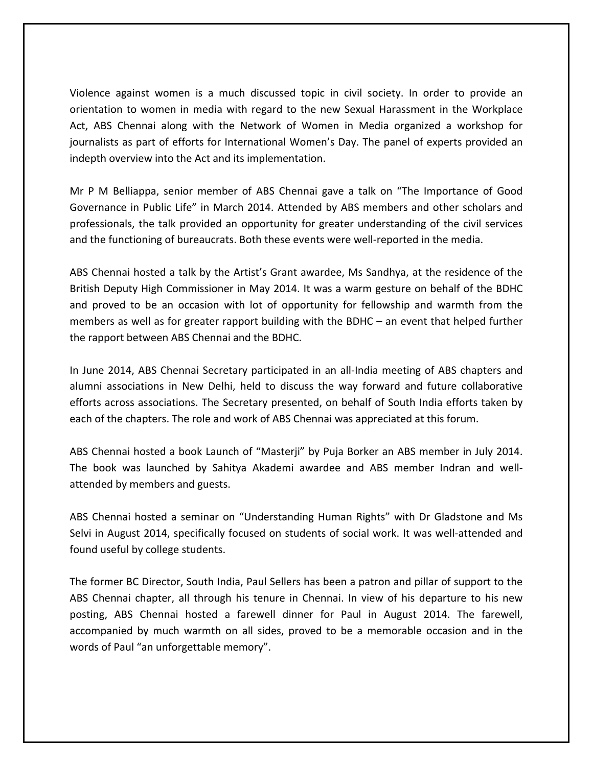Violence against women is a much discussed topic in civil society. In order to provide an orientation to women in media with regard to the new Sexual Harassment in the Workplace Act, ABS Chennai along with the Network of Women in Media organized a workshop for journalists as part of efforts for International Women's Day. The panel of experts provided an indepth overview into the Act and its implementation.

Mr P M Belliappa, senior member of ABS Chennai gave a talk on "The Importance of Good Governance in Public Life" in March 2014. Attended by ABS members and other scholars and professionals, the talk provided an opportunity for greater understanding of the civil services and the functioning of bureaucrats. Both these events were well-reported in the media.

ABS Chennai hosted a talk by the Artist's Grant awardee, Ms Sandhya, at the residence of the British Deputy High Commissioner in May 2014. It was a warm gesture on behalf of the BDHC and proved to be an occasion with lot of opportunity for fellowship and warmth from the members as well as for greater rapport building with the BDHC – an event that helped further the rapport between ABS Chennai and the BDHC.

In June 2014, ABS Chennai Secretary participated in an all-India meeting of ABS chapters and alumni associations in New Delhi, held to discuss the way forward and future collaborative efforts across associations. The Secretary presented, on behalf of South India efforts taken by each of the chapters. The role and work of ABS Chennai was appreciated at this forum.

ABS Chennai hosted a book Launch of "Masterji" by Puja Borker an ABS member in July 2014. The book was launched by Sahitya Akademi awardee and ABS member Indran and well-attended by members and guests.

ABS Chennai hosted a seminar on "Understanding Human Rights" with Dr Gladstone and Ms Selvi in August 2014, specifically focused on students of social work. It was well-attended and found useful by college students.

The former BC Director, South India, Paul Sellers has been a patron and pillar of support to the ABS Chennai chapter, all through his tenure in Chennai. In view of his departure to his new posting, ABS Chennai hosted a farewell dinner for Paul in August 2014. The farewell, accompanied by much warmth on all sides, proved to be a memorable occasion and in the words of Paul "an unforgettable memory".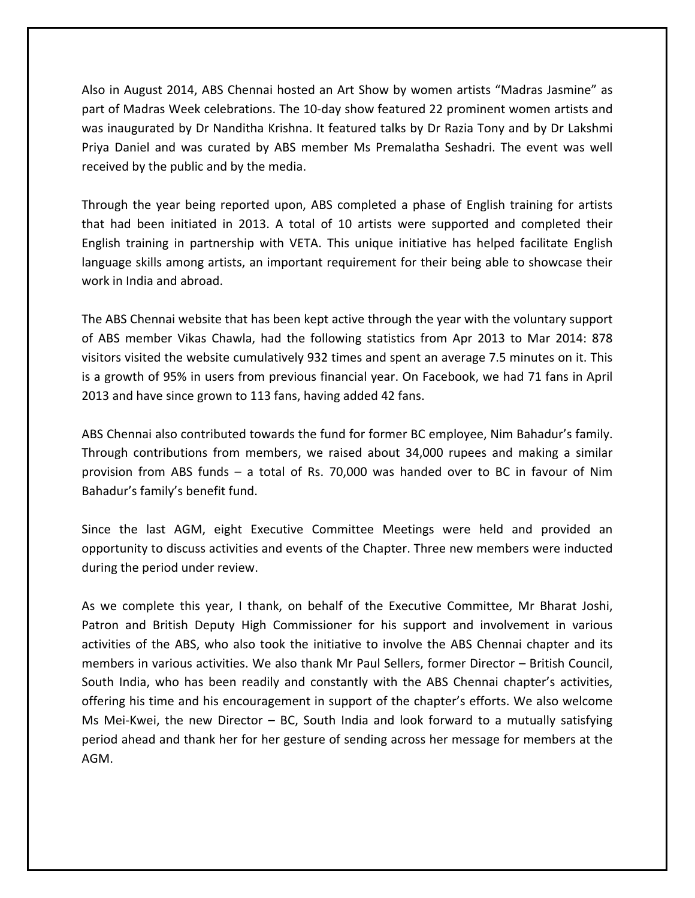Also in August 2014, ABS Chennai hosted an Art Show by women artists “Madras Jasmine” as part of Madras Week celebrations. The 10-day show featured 22 prominent women artists and was inaugurated by Dr Nanditha Krishna. It featured talks by Dr Razia Tony and by Dr Lakshmi Priya Daniel and was curated by ABS member Ms Premalatha Seshadri. The event was well received by the public and by the media.

Through the year being reported upon, ABS completed a phase of English training for artists that had been initiated in 2013. A total of 10 artists were supported and completed their English training in partnership with VETA. This unique initiative has helped facilitate English language skills among artists, an important requirement for their being able to showcase their work in India and abroad.

The ABS Chennai website that has been kept active through the year with the voluntary support of ABS member Vikas Chawla, had the following statistics from Apr 2013 to Mar 2014: 878 visitors visited the website cumulatively 932 times and spent an average 7.5 minutes on it. This is a growth of 95% in users from previous financial year. On Facebook, we had 71 fans in April 2013 and have since grown to 113 fans, having added 42 fans.

ABS Chennai also contributed towards the fund for former BC employee, Nim Bahadur’s family. Through contributions from members, we raised about 34,000 rupees and making a similar provision from ABS funds – a total of Rs. 70,000 was handed over to BC in favour of Nim Bahadur’s family’s benefit fund.

Since the last AGM, eight Executive Committee Meetings were held and provided an opportunity to discuss activities and events of the Chapter. Three new members were inducted during the period under review.

As we complete this year, I thank, on behalf of the Executive Committee, Mr Bharat Joshi, Patron and British Deputy High Commissioner for his support and involvement in various activities of the ABS, who also took the initiative to involve the ABS Chennai chapter and its members in various activities. We also thank Mr Paul Sellers, former Director – British Council, South India, who has been readily and constantly with the ABS Chennai chapter’s activities, offering his time and his encouragement in support of the chapter’s efforts. We also welcome Ms Mei-Kwei, the new Director – BC, South India and look forward to a mutually satisfying period ahead and thank her for her gesture of sending across her message for members at the AGM.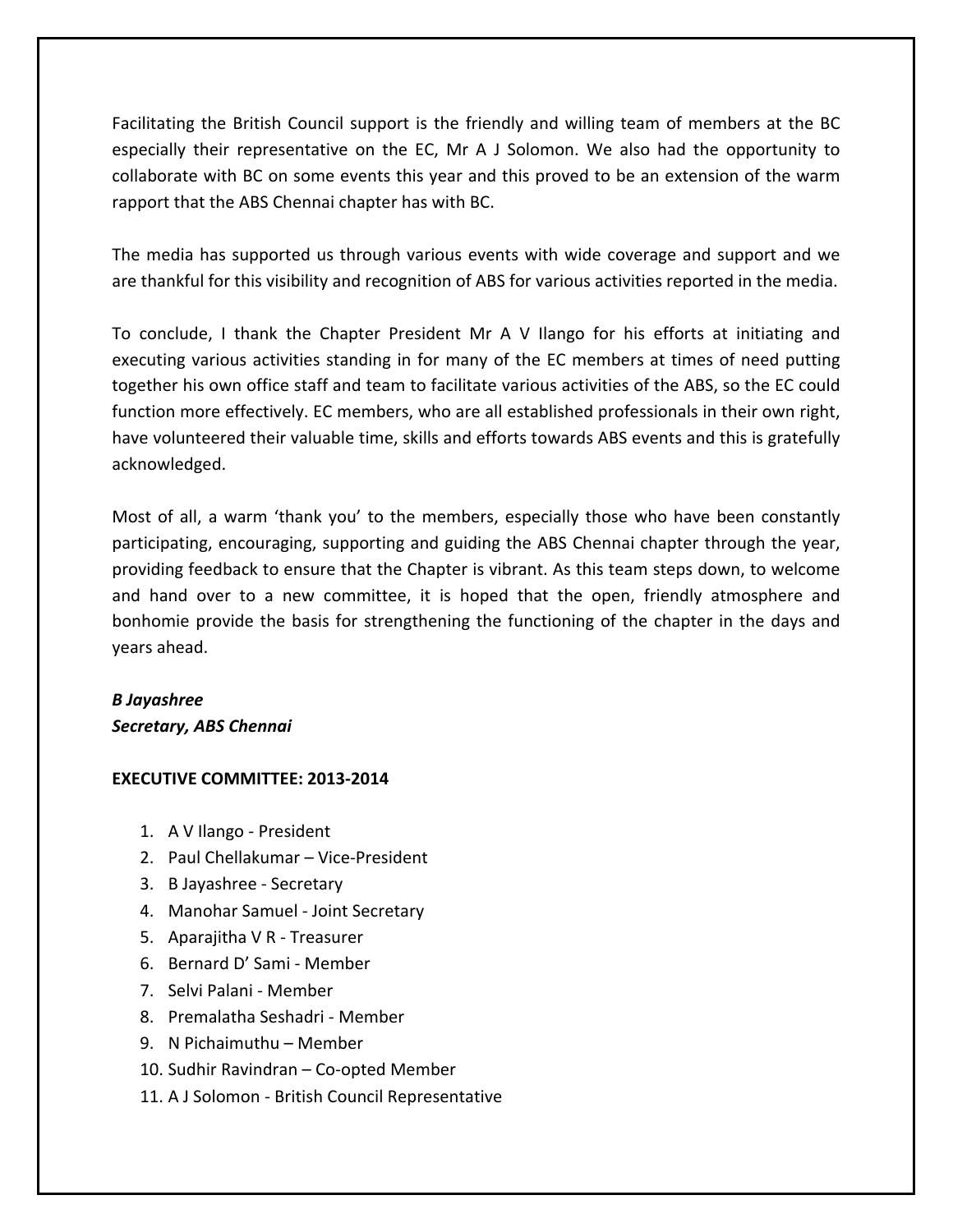Facilitating the British Council support is the friendly and willing team of members at the BC especially their representative on the EC, Mr A J Solomon. We also had the opportunity to collaborate with BC on some events this year and this proved to be an extension of the warm rapport that the ABS Chennai chapter has with BC.

The media has supported us through various events with wide coverage and support and we are thankful for this visibility and recognition of ABS for various activities reported in the media.

To conclude, I thank the Chapter President Mr A V Ilango for his efforts at initiating and executing various activities standing in for many of the EC members at times of need putting together his own office staff and team to facilitate various activities of the ABS, so the EC could function more effectively. EC members, who are all established professionals in their own right, have volunteered their valuable time, skills and efforts towards ABS events and this is gratefully acknowledged.

Most of all, a warm 'thank you' to the members, especially those who have been constantly participating, encouraging, supporting and guiding the ABS Chennai chapter through the year, providing feedback to ensure that the Chapter is vibrant. As this team steps down, to welcome and hand over to a new committee, it is hoped that the open, friendly atmosphere and bonhomie provide the basis for strengthening the functioning of the chapter in the days and years ahead.

***B Jayashree***
***Secretary, ABS Chennai***

**EXECUTIVE COMMITTEE: 2013-2014**

1. A V Ilango - President
2. Paul Chellakumar – Vice-President
3. B Jayashree - Secretary
4. Manohar Samuel - Joint Secretary
5. Aparajitha V R - Treasurer
6. Bernard D' Sami - Member
7. Selvi Palani - Member
8. Premalatha Seshadri - Member
9. N Pichaimuthu – Member
10. Sudhir Ravindran – Co-opted Member
11. A J Solomon - British Council Representative